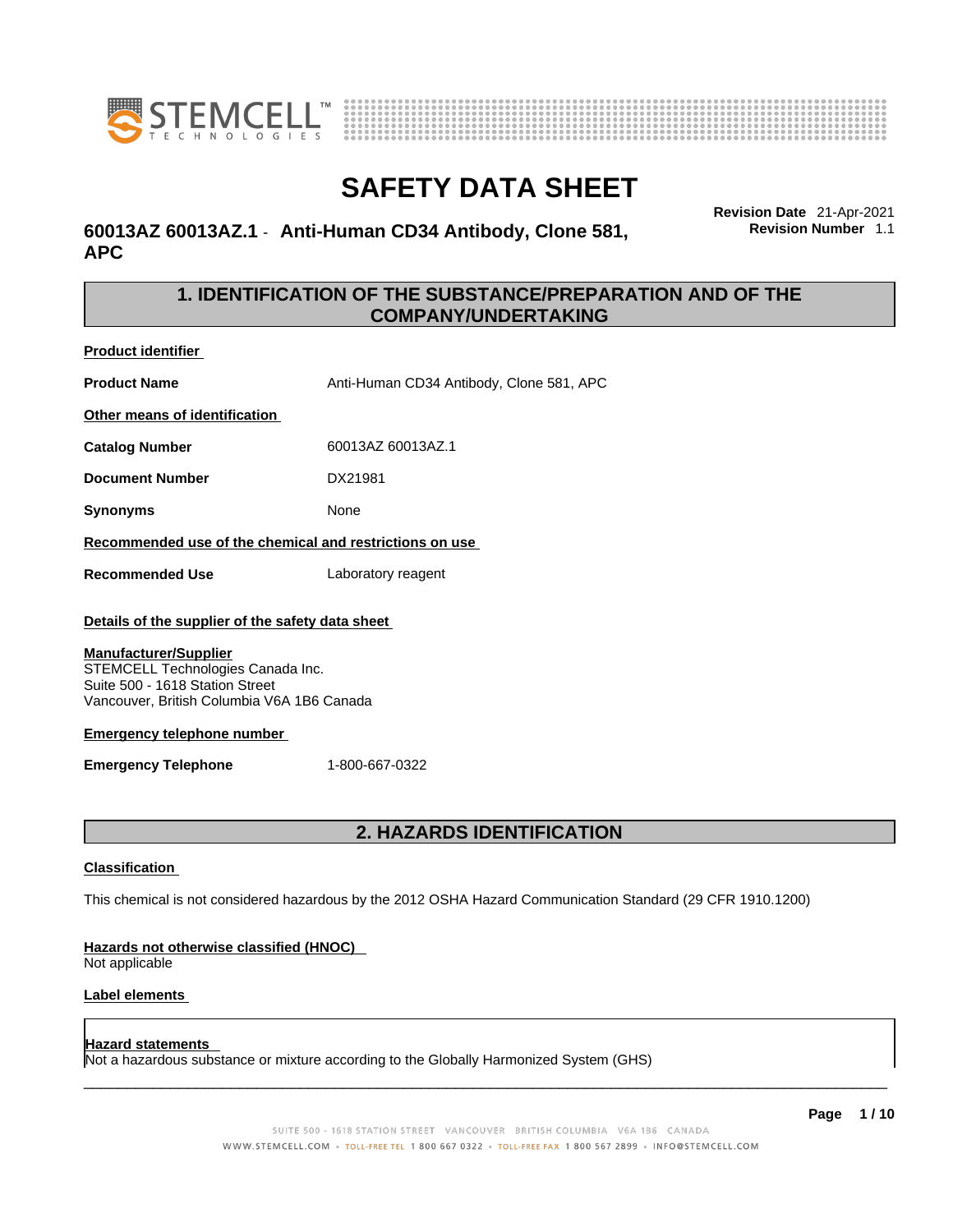# SAFETY DATA SHEET

**60013AZ 60013AZ.1 - Anti-Human CD34 Antibody, Clone 581, APC**

**Revision Date** 21-Apr-2021
**Revision Number** 1.1

## 1. IDENTIFICATION OF THE SUBSTANCE/PREPARATION AND OF THE COMPANY/UNDERTAKING

**Product identifier**

**Product Name** Anti-Human CD34 Antibody, Clone 581, APC

**Other means of identification**

**Catalog Number** 60013AZ 60013AZ.1

**Document Number** DX21981

**Synonyms** None

**Recommended use of the chemical and restrictions on use**

**Recommended Use** Laboratory reagent

**Details of the supplier of the safety data sheet**

**Manufacturer/Supplier**
STEMCELL Technologies Canada Inc.
Suite 500 - 1618 Station Street
Vancouver, British Columbia V6A 1B6 Canada

**Emergency telephone number**

**Emergency Telephone** 1-800-667-0322

## 2. HAZARDS IDENTIFICATION

**Classification**

This chemical is not considered hazardous by the 2012 OSHA Hazard Communication Standard (29 CFR 1910.1200)

**Hazards not otherwise classified (HNOC)**
Not applicable

**Label elements**

**Hazard statements**
Not a hazardous substance or mixture according to the Globally Harmonized System (GHS)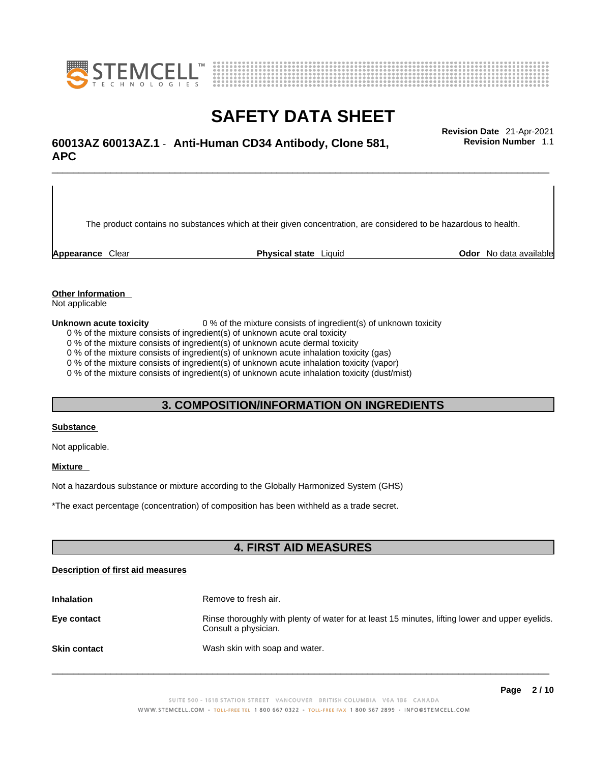The product contains no substances which at their given concentration, are considered to be hazardous to health.

| **Appearance** Clear | **Physical state** Liquid | **Odor** No data available |
|---|---|---|

**Other Information**

Not applicable

**Unknown acute toxicity** 0 % of the mixture consists of ingredient(s) of unknown toxicity

0 % of the mixture consists of ingredient(s) of unknown acute oral toxicity
0 % of the mixture consists of ingredient(s) of unknown acute dermal toxicity
0 % of the mixture consists of ingredient(s) of unknown acute inhalation toxicity (gas)
0 % of the mixture consists of ingredient(s) of unknown acute inhalation toxicity (vapor)
0 % of the mixture consists of ingredient(s) of unknown acute inhalation toxicity (dust/mist)

## 3. COMPOSITION/INFORMATION ON INGREDIENTS

**Substance**

Not applicable.

**Mixture**

Not a hazardous substance or mixture according to the Globally Harmonized System (GHS)

*The exact percentage (concentration) of composition has been withheld as a trade secret.

## 4. FIRST AID MEASURES

**Description of first aid measures**

**Inhalation** Remove to fresh air.

**Eye contact** Rinse thoroughly with plenty of water for at least 15 minutes, lifting lower and upper eyelids. Consult a physician.

**Skin contact** Wash skin with soap and water.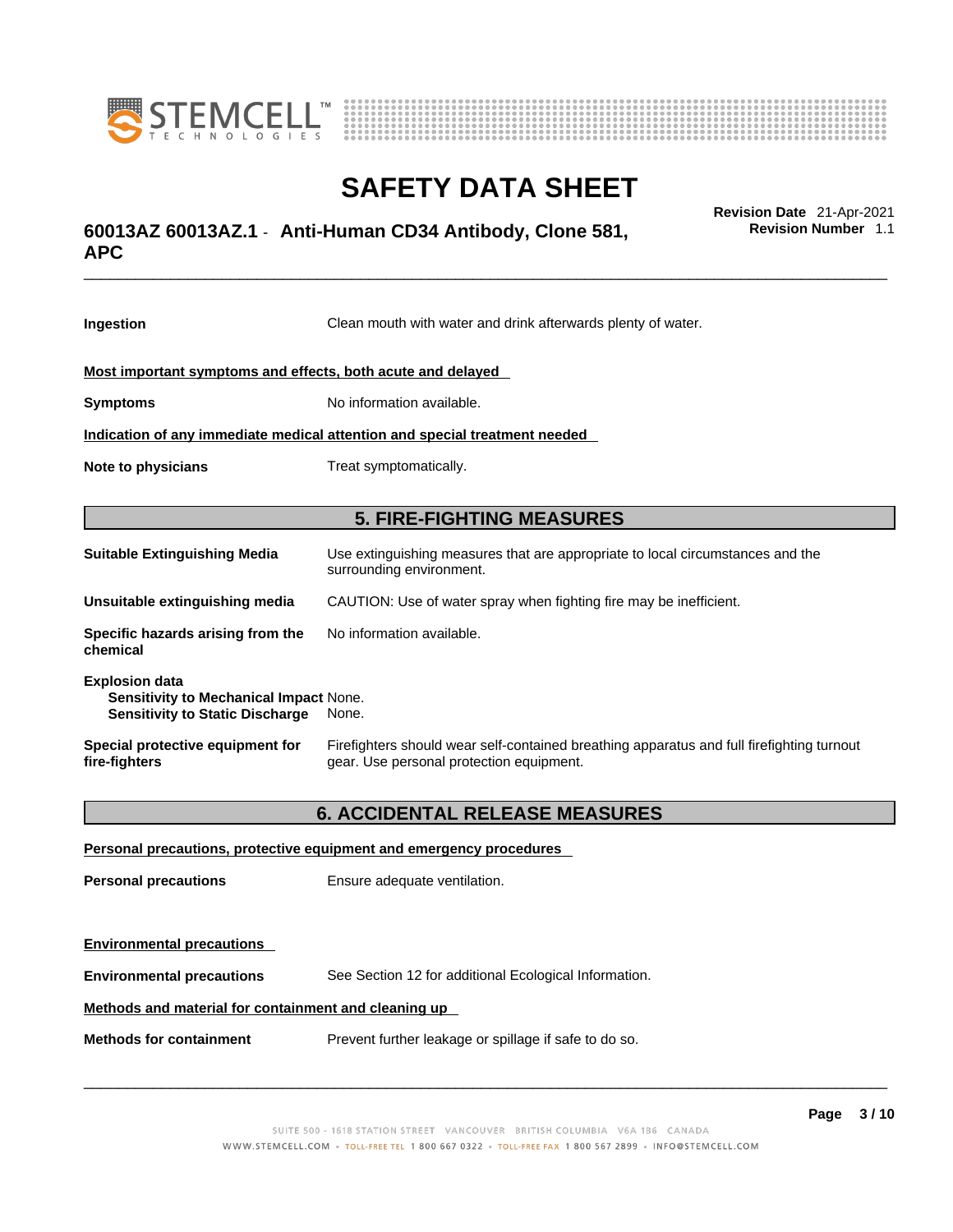| | |
|---|---|
| **Ingestion** | Clean mouth with water and drink afterwards plenty of water. |

**Most important symptoms and effects, both acute and delayed**

| | |
|---|---|
| **Symptoms** | No information available. |

**Indication of any immediate medical attention and special treatment needed**

| | |
|---|---|
| **Note to physicians** | Treat symptomatically. |

## 5. FIRE-FIGHTING MEASURES

| | |
|---|---|
| **Suitable Extinguishing Media** | Use extinguishing measures that are appropriate to local circumstances and the surrounding environment. |
| **Unsuitable extinguishing media** | CAUTION: Use of water spray when fighting fire may be inefficient. |
| **Specific hazards arising from the chemical** | No information available. |

**Explosion data**

| | |
|---|---|
| **Sensitivity to Mechanical Impact** | None. |
| **Sensitivity to Static Discharge** | None. |

| | |
|---|---|
| **Special protective equipment for fire-fighters** | Firefighters should wear self-contained breathing apparatus and full firefighting turnout gear. Use personal protection equipment. |

## 6. ACCIDENTAL RELEASE MEASURES

**Personal precautions, protective equipment and emergency procedures**

| | |
|---|---|
| **Personal precautions** | Ensure adequate ventilation. |

**Environmental precautions**

| | |
|---|---|
| **Environmental precautions** | See Section 12 for additional Ecological Information. |

**Methods and material for containment and cleaning up**

| | |
|---|---|
| **Methods for containment** | Prevent further leakage or spillage if safe to do so. |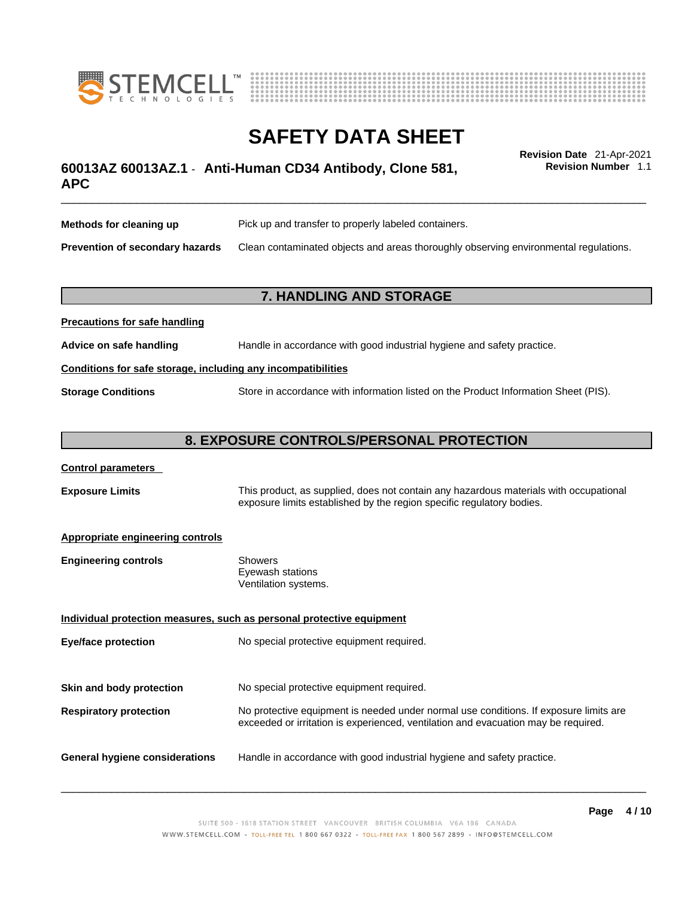| | |
|---|---|
| **Methods for cleaning up** | Pick up and transfer to properly labeled containers. |
| **Prevention of secondary hazards** | Clean contaminated objects and areas thoroughly observing environmental regulations. |

## 7. HANDLING AND STORAGE

**Precautions for safe handling**

| | |
|---|---|
| **Advice on safe handling** | Handle in accordance with good industrial hygiene and safety practice. |

**Conditions for safe storage, including any incompatibilities**

| | |
|---|---|
| **Storage Conditions** | Store in accordance with information listed on the Product Information Sheet (PIS). |

## 8. EXPOSURE CONTROLS/PERSONAL PROTECTION

**Control parameters**

| | |
|---|---|
| **Exposure Limits** | This product, as supplied, does not contain any hazardous materials with occupational exposure limits established by the region specific regulatory bodies. |

**Appropriate engineering controls**

| | |
|---|---|
| **Engineering controls** | Showers<br>Eyewash stations<br>Ventilation systems. |

**Individual protection measures, such as personal protective equipment**

| | |
|---|---|
| **Eye/face protection** | No special protective equipment required. |
| **Skin and body protection** | No special protective equipment required. |
| **Respiratory protection** | No protective equipment is needed under normal use conditions. If exposure limits are exceeded or irritation is experienced, ventilation and evacuation may be required. |
| **General hygiene considerations** | Handle in accordance with good industrial hygiene and safety practice. |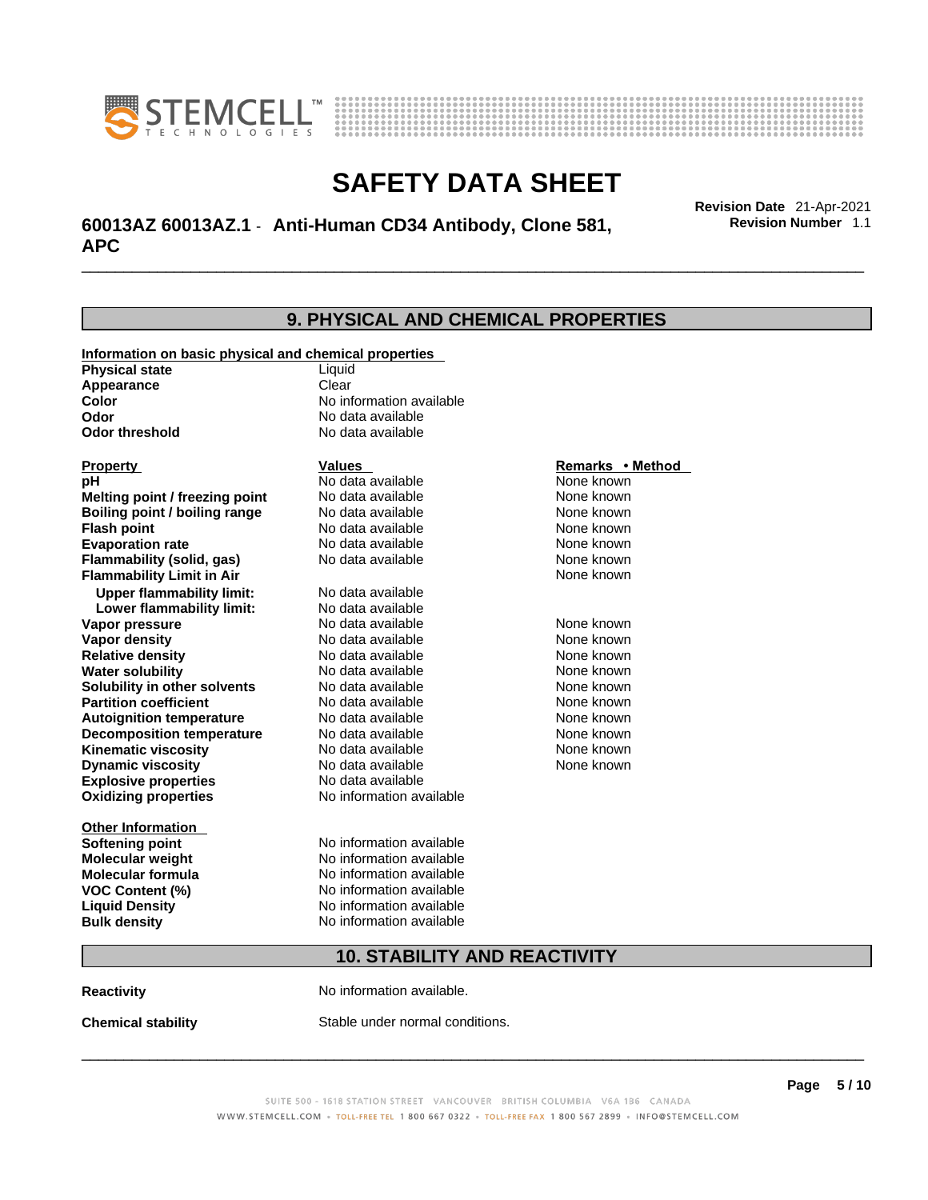# SAFETY DATA SHEET

**60013AZ 60013AZ.1 - Anti-Human CD34 Antibody, Clone 581, APC**

**Revision Date** 21-Apr-2021
**Revision Number** 1.1

## 9. PHYSICAL AND CHEMICAL PROPERTIES

**Information on basic physical and chemical properties**

| | |
|---|---|
| **Physical state** | Liquid |
| **Appearance** | Clear |
| **Color** | No information available |
| **Odor** | No data available |
| **Odor threshold** | No data available |

| Property | Values | Remarks • Method |
|---|---|---|
| **pH** | No data available | None known |
| **Melting point / freezing point** | No data available | None known |
| **Boiling point / boiling range** | No data available | None known |
| **Flash point** | No data available | None known |
| **Evaporation rate** | No data available | None known |
| **Flammability (solid, gas)** | No data available | None known |
| **Flammability Limit in Air** | | None known |
| **Upper flammability limit:** | No data available | |
| **Lower flammability limit:** | No data available | |
| **Vapor pressure** | No data available | None known |
| **Vapor density** | No data available | None known |
| **Relative density** | No data available | None known |
| **Water solubility** | No data available | None known |
| **Solubility in other solvents** | No data available | None known |
| **Partition coefficient** | No data available | None known |
| **Autoignition temperature** | No data available | None known |
| **Decomposition temperature** | No data available | None known |
| **Kinematic viscosity** | No data available | None known |
| **Dynamic viscosity** | No data available | None known |
| **Explosive properties** | No data available | |
| **Oxidizing properties** | No information available | |

**Other Information**

| | |
|---|---|
| **Softening point** | No information available |
| **Molecular weight** | No information available |
| **Molecular formula** | No information available |
| **VOC Content (%)** | No information available |
| **Liquid Density** | No information available |
| **Bulk density** | No information available |

## 10. STABILITY AND REACTIVITY

**Reactivity** No information available.

**Chemical stability** Stable under normal conditions.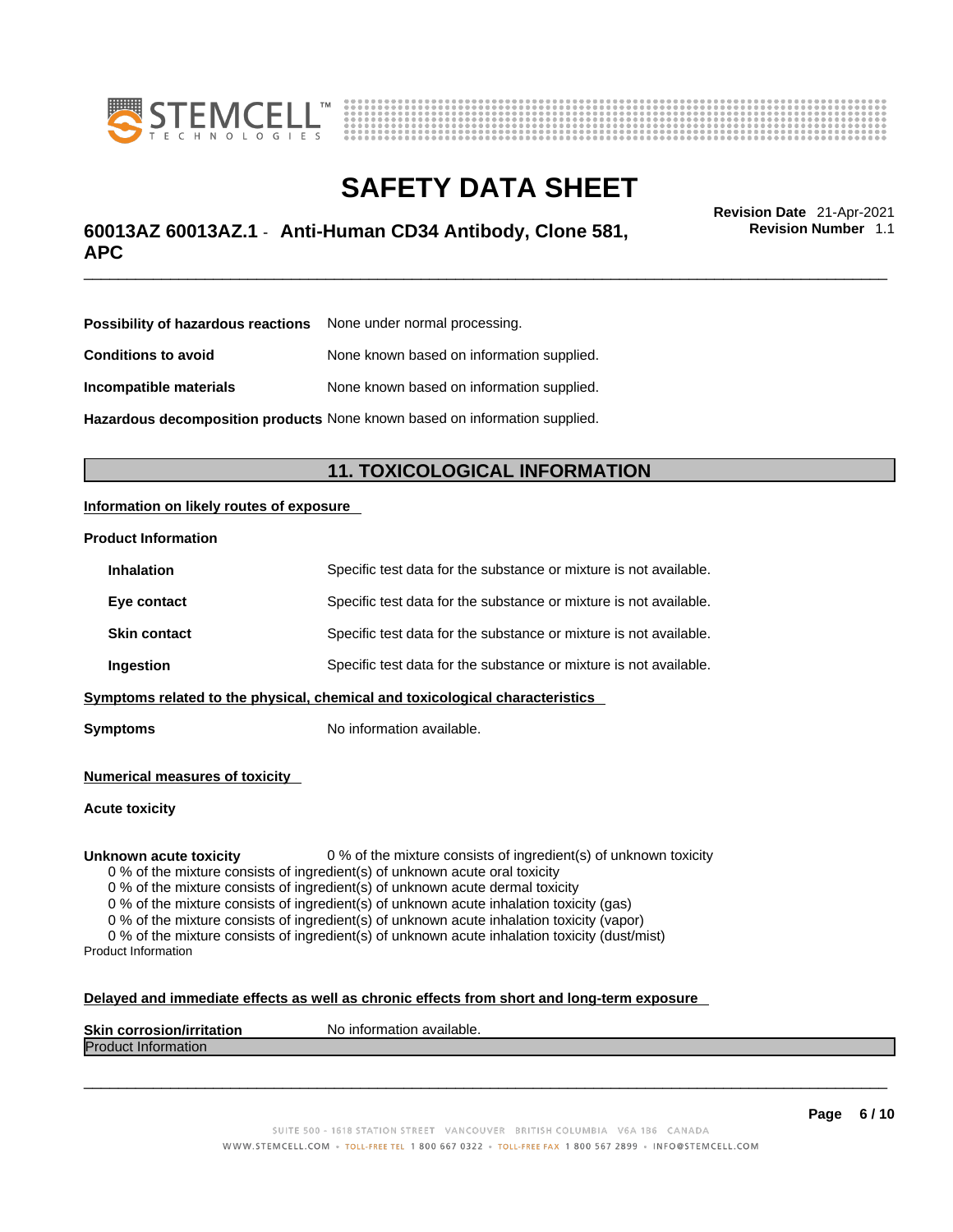Possibility of hazardous reactions None under normal processing.

**Conditions to avoid** None known based on information supplied.

**Incompatible materials** None known based on information supplied.

**Hazardous decomposition products** None known based on information supplied.

## 11. TOXICOLOGICAL INFORMATION

**Information on likely routes of exposure**

**Product Information**

| | |
|---|---|
| **Inhalation** | Specific test data for the substance or mixture is not available. |
| **Eye contact** | Specific test data for the substance or mixture is not available. |
| **Skin contact** | Specific test data for the substance or mixture is not available. |
| **Ingestion** | Specific test data for the substance or mixture is not available. |

**Symptoms related to the physical, chemical and toxicological characteristics**

**Symptoms** No information available.

**Numerical measures of toxicity**

**Acute toxicity**

**Unknown acute toxicity** 0 % of the mixture consists of ingredient(s) of unknown toxicity

0 % of the mixture consists of ingredient(s) of unknown acute oral toxicity
0 % of the mixture consists of ingredient(s) of unknown acute dermal toxicity
0 % of the mixture consists of ingredient(s) of unknown acute inhalation toxicity (gas)
0 % of the mixture consists of ingredient(s) of unknown acute inhalation toxicity (vapor)
0 % of the mixture consists of ingredient(s) of unknown acute inhalation toxicity (dust/mist)

Product Information

**Delayed and immediate effects as well as chronic effects from short and long-term exposure**

**Skin corrosion/irritation** No information available.

Product Information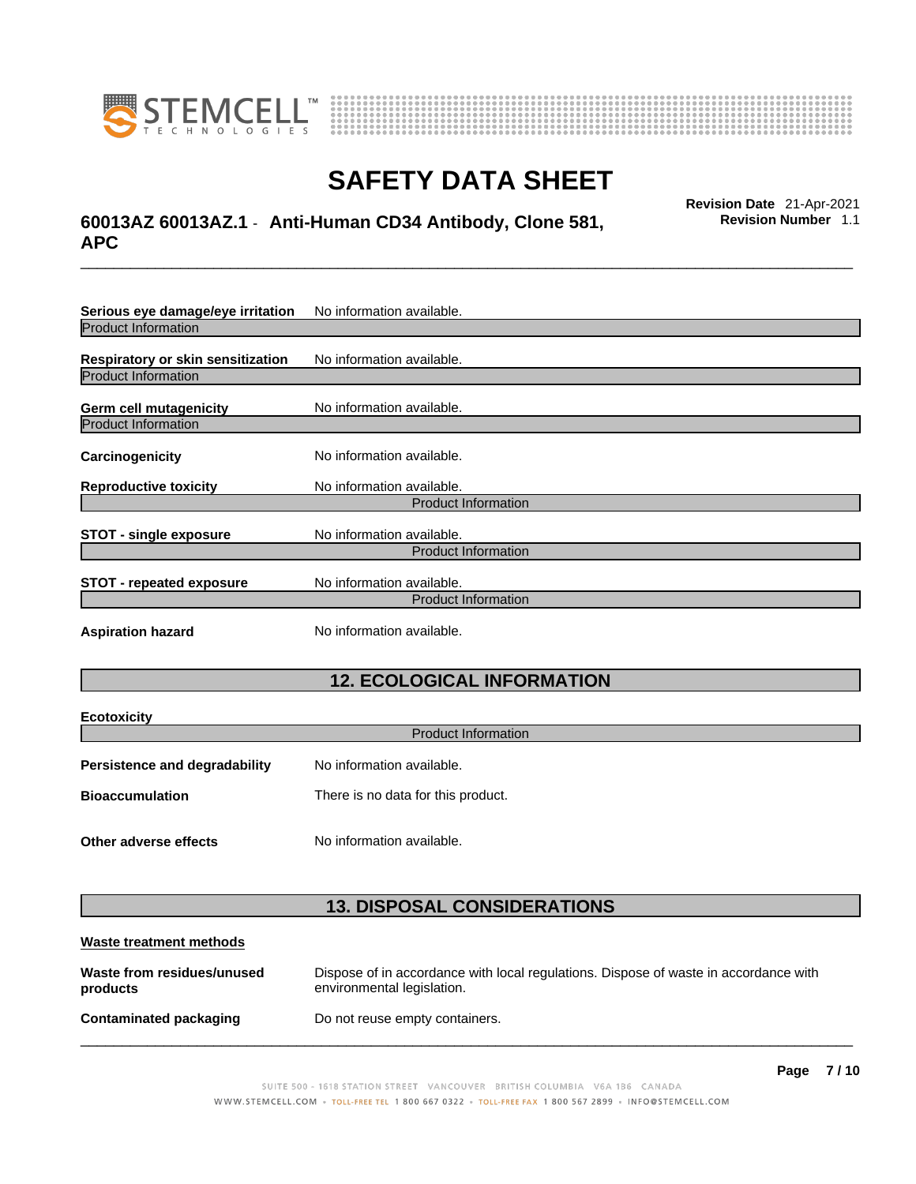**Serious eye damage/eye irritation** No information available.

Product Information

**Respiratory or skin sensitization** No information available.

Product Information

**Germ cell mutagenicity** No information available.

Product Information

**Carcinogenicity** No information available.

**Reproductive toxicity** No information available.

Product Information

**STOT - single exposure** No information available.

Product Information

**STOT - repeated exposure** No information available.

Product Information

**Aspiration hazard** No information available.

## 12. ECOLOGICAL INFORMATION

**Ecotoxicity**

Product Information

**Persistence and degradability** No information available.

**Bioaccumulation** There is no data for this product.

**Other adverse effects** No information available.

## 13. DISPOSAL CONSIDERATIONS

**Waste treatment methods**

**Waste from residues/unused products** Dispose of in accordance with local regulations. Dispose of waste in accordance with environmental legislation.

**Contaminated packaging** Do not reuse empty containers.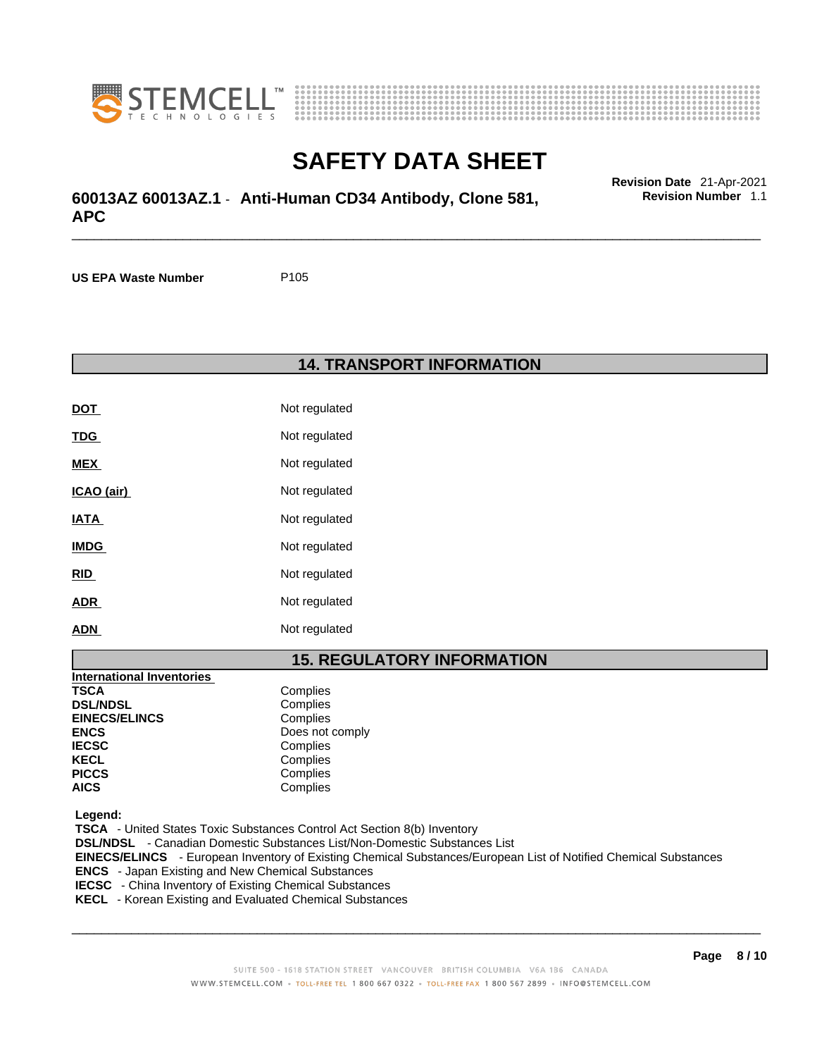| | |
|---|---|
| **US EPA Waste Number** | P105 |

## 14. TRANSPORT INFORMATION

| | |
|---|---|
| **DOT** | Not regulated |
| **TDG** | Not regulated |
| **MEX** | Not regulated |
| **ICAO (air)** | Not regulated |
| **IATA** | Not regulated |
| **IMDG** | Not regulated |
| **RID** | Not regulated |
| **ADR** | Not regulated |
| **ADN** | Not regulated |

## 15. REGULATORY INFORMATION

**International Inventories**

| | |
|---|---|
| **TSCA** | Complies |
| **DSL/NDSL** | Complies |
| **EINECS/ELINCS** | Complies |
| **ENCS** | Does not comply |
| **IECSC** | Complies |
| **KECL** | Complies |
| **PICCS** | Complies |
| **AICS** | Complies |

**Legend:**

**TSCA** - United States Toxic Substances Control Act Section 8(b) Inventory
**DSL/NDSL** - Canadian Domestic Substances List/Non-Domestic Substances List
**EINECS/ELINCS** - European Inventory of Existing Chemical Substances/European List of Notified Chemical Substances
**ENCS** - Japan Existing and New Chemical Substances
**IECSC** - China Inventory of Existing Chemical Substances
**KECL** - Korean Existing and Evaluated Chemical Substances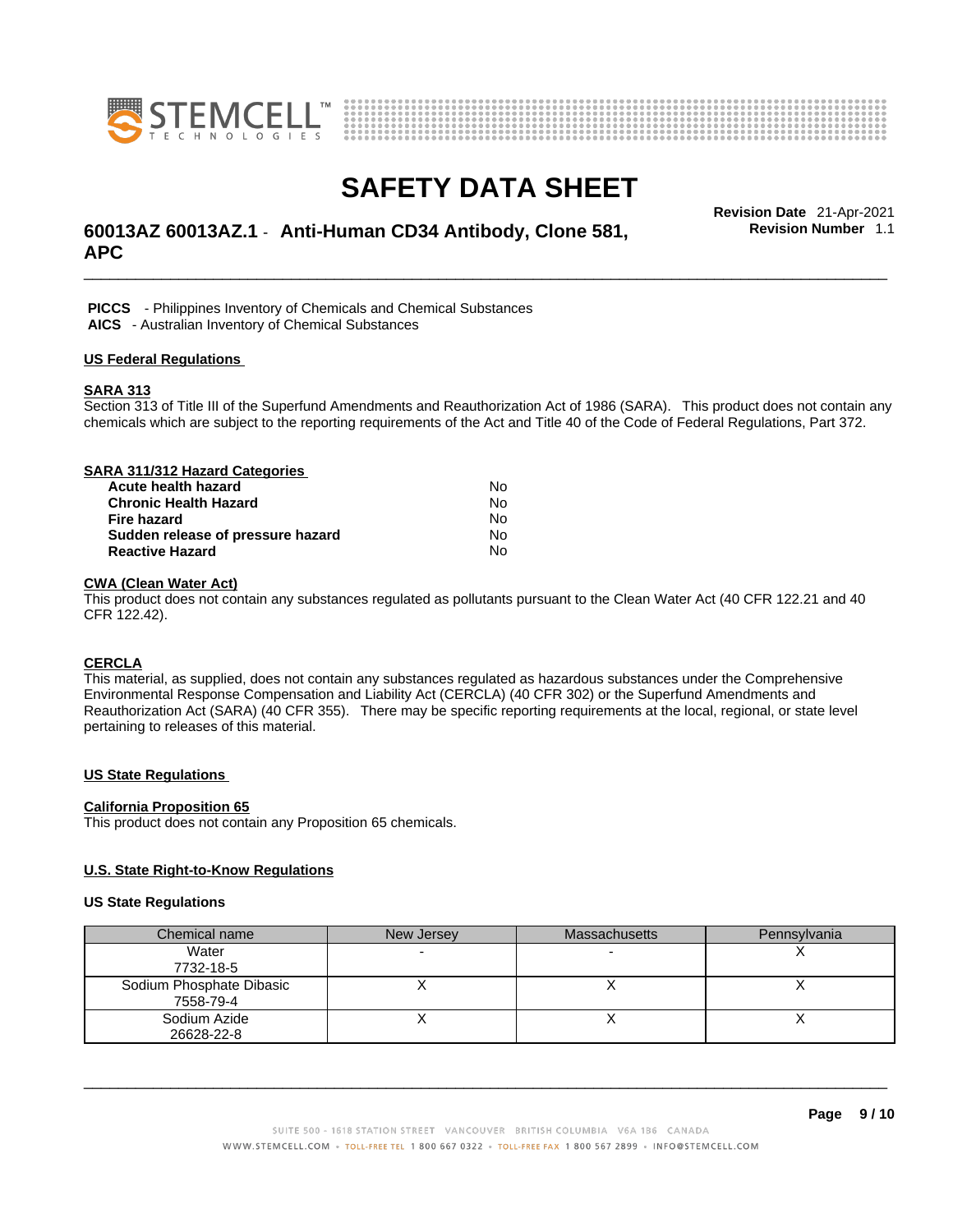**PICCS** - Philippines Inventory of Chemicals and Chemical Substances
**AICS** - Australian Inventory of Chemical Substances

## US Federal Regulations

### SARA 313

Section 313 of Title III of the Superfund Amendments and Reauthorization Act of 1986 (SARA). This product does not contain any chemicals which are subject to the reporting requirements of the Act and Title 40 of the Code of Federal Regulations, Part 372.

### SARA 311/312 Hazard Categories

| | |
|---|---|
| **Acute health hazard** | No |
| **Chronic Health Hazard** | No |
| **Fire hazard** | No |
| **Sudden release of pressure hazard** | No |
| **Reactive Hazard** | No |

### CWA (Clean Water Act)

This product does not contain any substances regulated as pollutants pursuant to the Clean Water Act (40 CFR 122.21 and 40 CFR 122.42).

### CERCLA

This material, as supplied, does not contain any substances regulated as hazardous substances under the Comprehensive Environmental Response Compensation and Liability Act (CERCLA) (40 CFR 302) or the Superfund Amendments and Reauthorization Act (SARA) (40 CFR 355). There may be specific reporting requirements at the local, regional, or state level pertaining to releases of this material.

## US State Regulations

### California Proposition 65

This product does not contain any Proposition 65 chemicals.

## U.S. State Right-to-Know Regulations

### US State Regulations

| Chemical name | New Jersey | Massachusetts | Pennsylvania |
|---|---|---|---|
| Water<br>7732-18-5 | - | - | X |
| Sodium Phosphate Dibasic<br>7558-79-4 | X | X | X |
| Sodium Azide<br>26628-22-8 | X | X | X |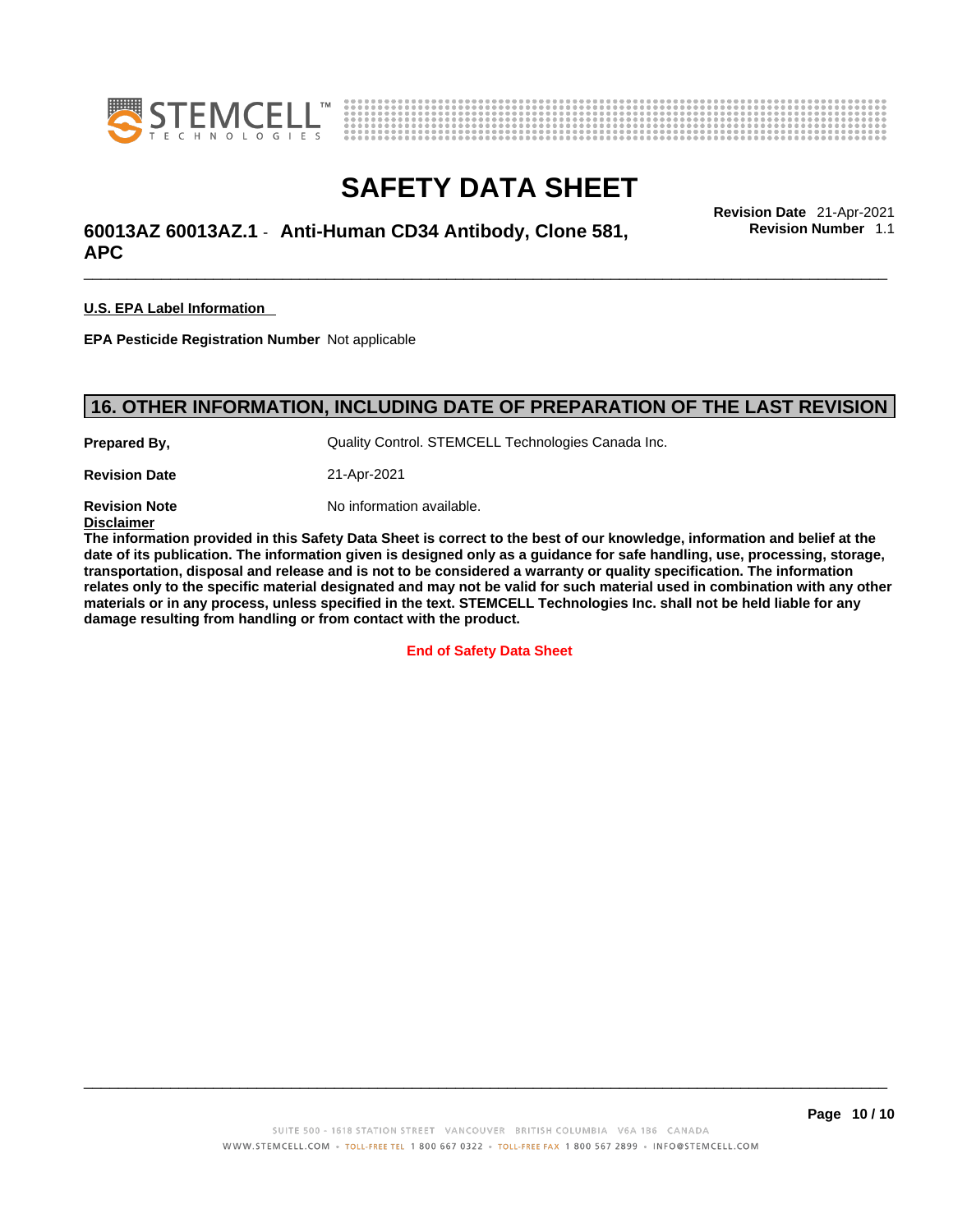**U.S. EPA Label Information**

**EPA Pesticide Registration Number** Not applicable

## 16. OTHER INFORMATION, INCLUDING DATE OF PREPARATION OF THE LAST REVISION

**Prepared By,** Quality Control. STEMCELL Technologies Canada Inc.

**Revision Date** 21-Apr-2021

**Revision Note** No information available.

**Disclaimer**

**The information provided in this Safety Data Sheet is correct to the best of our knowledge, information and belief at the date of its publication. The information given is designed only as a guidance for safe handling, use, processing, storage, transportation, disposal and release and is not to be considered a warranty or quality specification. The information relates only to the specific material designated and may not be valid for such material used in combination with any other materials or in any process, unless specified in the text. STEMCELL Technologies Inc. shall not be held liable for any damage resulting from handling or from contact with the product.**

**End of Safety Data Sheet**